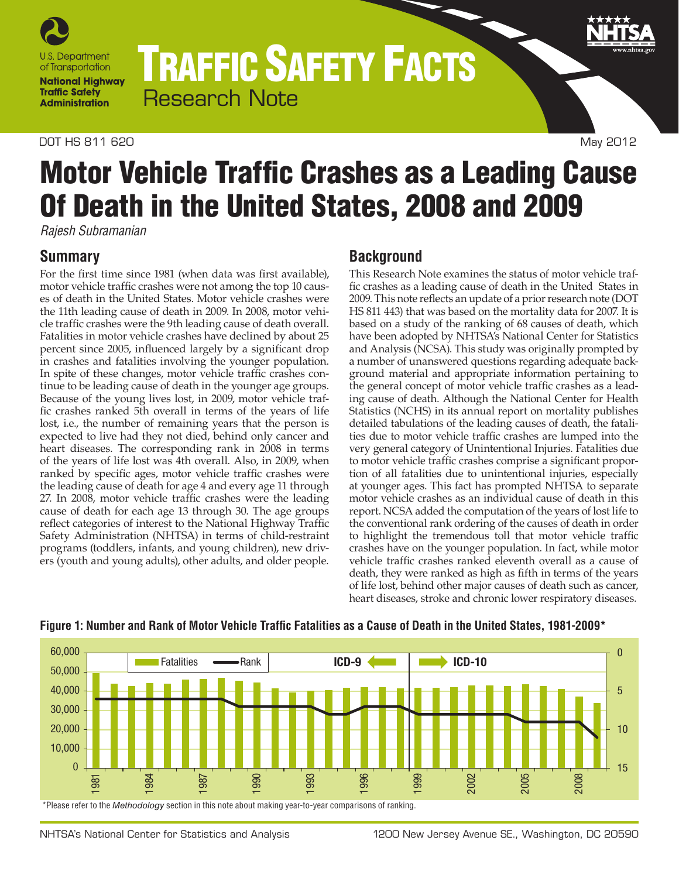# TRAFFIC SAFETY FACTS

Research Note

DOT HS 811 620 May 2012

# Motor Vehicle Traffic Crashes as a Leading Cause Of Death in the United States, 2008 and 2009

*Rajesh Subramanian*

## Summary

For the first time since 1981 (when data was first available), motor vehicle traffic crashes were not among the top 10 causes of death in the United States. Motor vehicle crashes were the 11th leading cause of death in 2009. In 2008, motor vehicle traffic crashes were the 9th leading cause of death overall. Fatalities in motor vehicle crashes have declined by about 25 percent since 2005, influenced largely by a significant drop in crashes and fatalities involving the younger population. In spite of these changes, motor vehicle traffic crashes continue to be leading cause of death in the younger age groups. Because of the young lives lost, in 2009, motor vehicle traffic crashes ranked 5th overall in terms of the years of life lost, i.e., the number of remaining years that the person is expected to live had they not died, behind only cancer and heart diseases. The corresponding rank in 2008 in terms of the years of life lost was 4th overall. Also, in 2009, when ranked by specific ages, motor vehicle traffic crashes were the leading cause of death for age 4 and every age 11 through 27. In 2008, motor vehicle traffic crashes were the leading cause of death for each age 13 through 30. The age groups reflect categories of interest to the National Highway Traffic Safety Administration (NHTSA) in terms of child-restraint programs (toddlers, infants, and young children), new drivers (youth and young adults), other adults, and older people.

## Background

This Research Note examines the status of motor vehicle traffic crashes as a leading cause of death in the United States in 2009. This note reflects an update of a prior research note (DOT HS 811 443) that was based on the mortality data for 2007. It is based on a study of the ranking of 68 causes of death, which have been adopted by NHTSA's National Center for Statistics and Analysis (NCSA). This study was originally prompted by a number of unanswered questions regarding adequate background material and appropriate information pertaining to the general concept of motor vehicle traffic crashes as a leading cause of death. Although the National Center for Health Statistics (NCHS) in its annual report on mortality publishes detailed tabulations of the leading causes of death, the fatalities due to motor vehicle traffic crashes are lumped into the very general category of Unintentional Injuries. Fatalities due to motor vehicle traffic crashes comprise a significant proportion of all fatalities due to unintentional injuries, especially at younger ages. This fact has prompted NHTSA to separate motor vehicle crashes as an individual cause of death in this report. NCSA added the computation of the years of lost life to the conventional rank ordering of the causes of death in order to highlight the tremendous toll that motor vehicle traffic crashes have on the younger population. In fact, while motor vehicle traffic crashes ranked eleventh overall as a cause of death, they were ranked as high as fifth in terms of the years of life lost, behind other major causes of death such as cancer, heart diseases, stroke and chronic lower respiratory diseases.

**Figure 1: Number and Rank of Motor Vehicle Traffic Fatalities as a Cause of Death in the United States, 1981-2009***

*Please refer to the *Methodology* section in this note about making year-to-year comparisons of ranking.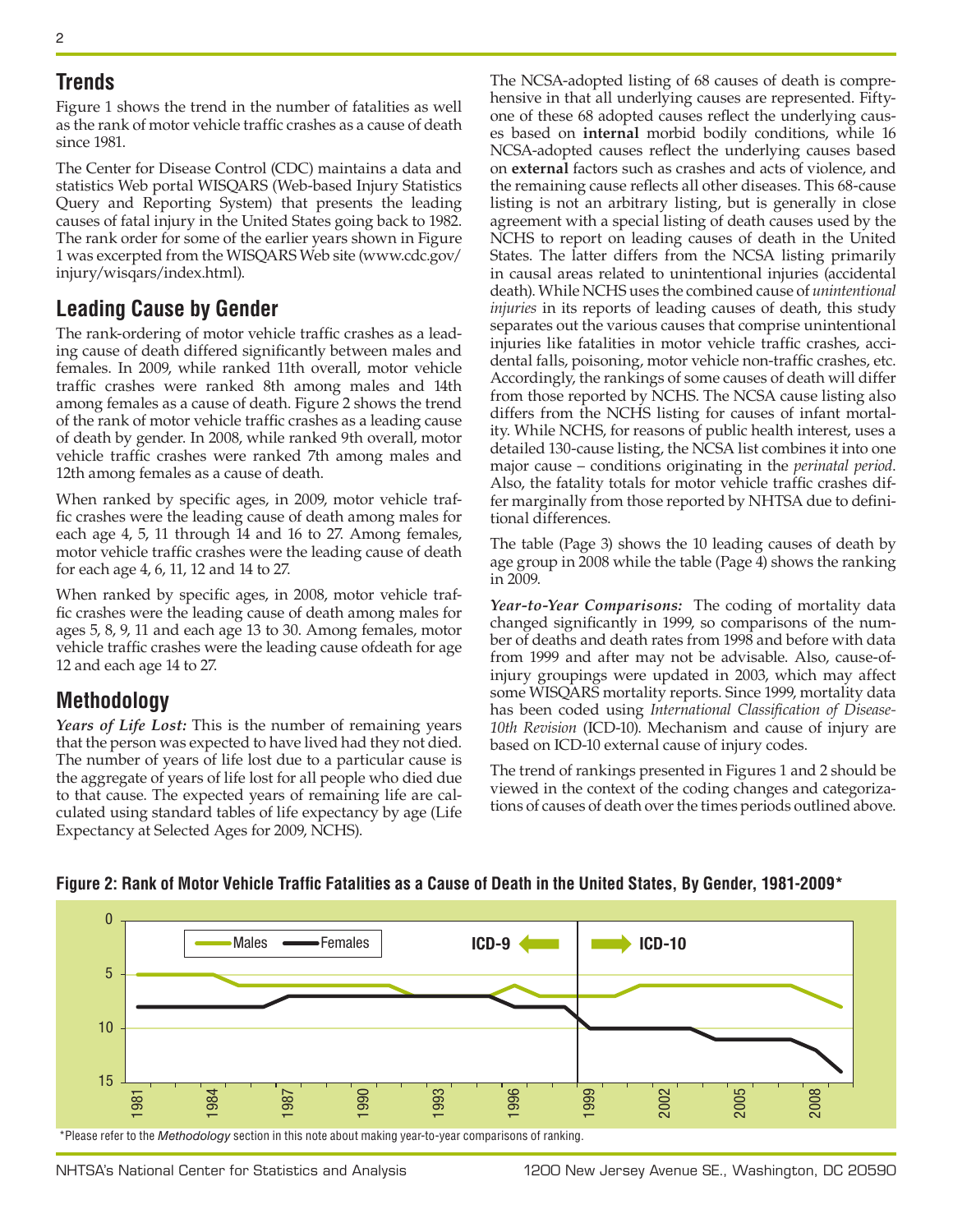## Trends

Figure 1 shows the trend in the number of fatalities as well as the rank of motor vehicle traffic crashes as a cause of death since 1981.

The Center for Disease Control (CDC) maintains a data and statistics Web portal WISQARS (Web-based Injury Statistics Query and Reporting System) that presents the leading causes of fatal injury in the United States going back to 1982. The rank order for some of the earlier years shown in Figure 1 was excerpted from the WISQARS Web site (www.cdc.gov/injury/wisqars/index.html).

## Leading Cause by Gender

The rank-ordering of motor vehicle traffic crashes as a leading cause of death differed significantly between males and females. In 2009, while ranked 11th overall, motor vehicle traffic crashes were ranked 8th among males and 14th among females as a cause of death. Figure 2 shows the trend of the rank of motor vehicle traffic crashes as a leading cause of death by gender. In 2008, while ranked 9th overall, motor vehicle traffic crashes were ranked 7th among males and 12th among females as a cause of death.

When ranked by specific ages, in 2009, motor vehicle traffic crashes were the leading cause of death among males for each age 4, 5, 11 through 14 and 16 to 27. Among females, motor vehicle traffic crashes were the leading cause of death for each age 4, 6, 11, 12 and 14 to 27.

When ranked by specific ages, in 2008, motor vehicle traffic crashes were the leading cause of death among males for ages 5, 8, 9, 11 and each age 13 to 30. Among females, motor vehicle traffic crashes were the leading cause ofdeath for age 12 and each age 14 to 27.

## Methodology

***Years of Life Lost:*** This is the number of remaining years that the person was expected to have lived had they not died. The number of years of life lost due to a particular cause is the aggregate of years of life lost for all people who died due to that cause. The expected years of remaining life are calculated using standard tables of life expectancy by age (Life Expectancy at Selected Ages for 2009, NCHS).

The NCSA-adopted listing of 68 causes of death is comprehensive in that all underlying causes are represented. Fifty-one of these 68 adopted causes reflect the underlying causes based on **internal** morbid bodily conditions, while 16 NCSA-adopted causes reflect the underlying causes based on **external** factors such as crashes and acts of violence, and the remaining cause reflects all other diseases. This 68-cause listing is not an arbitrary listing, but is generally in close agreement with a special listing of death causes used by the NCHS to report on leading causes of death in the United States. The latter differs from the NCSA listing primarily in causal areas related to unintentional injuries (accidental death). While NCHS uses the combined cause of *unintentional injuries* in its reports of leading causes of death, this study separates out the various causes that comprise unintentional injuries like fatalities in motor vehicle traffic crashes, accidental falls, poisoning, motor vehicle non-traffic crashes, etc. Accordingly, the rankings of some causes of death will differ from those reported by NCHS. The NCSA cause listing also differs from the NCHS listing for causes of infant mortality. While NCHS, for reasons of public health interest, uses a detailed 130-cause listing, the NCSA list combines it into one major cause – conditions originating in the *perinatal period*. Also, the fatality totals for motor vehicle traffic crashes differ marginally from those reported by NHTSA due to definitional differences.

The table (Page 3) shows the 10 leading causes of death by age group in 2008 while the table (Page 4) shows the ranking in 2009.

***Year-to-Year Comparisons:*** The coding of mortality data changed significantly in 1999, so comparisons of the number of deaths and death rates from 1998 and before with data from 1999 and after may not be advisable. Also, cause-of-injury groupings were updated in 2003, which may affect some WISQARS mortality reports. Since 1999, mortality data has been coded using *International Classification of Disease-10th Revision* (ICD-10). Mechanism and cause of injury are based on ICD-10 external cause of injury codes.

The trend of rankings presented in Figures 1 and 2 should be viewed in the context of the coding changes and categorizations of causes of death over the times periods outlined above.

**Figure 2: Rank of Motor Vehicle Traffic Fatalities as a Cause of Death in the United States, By Gender, 1981-2009***

*Please refer to the *Methodology* section in this note about making year-to-year comparisons of ranking.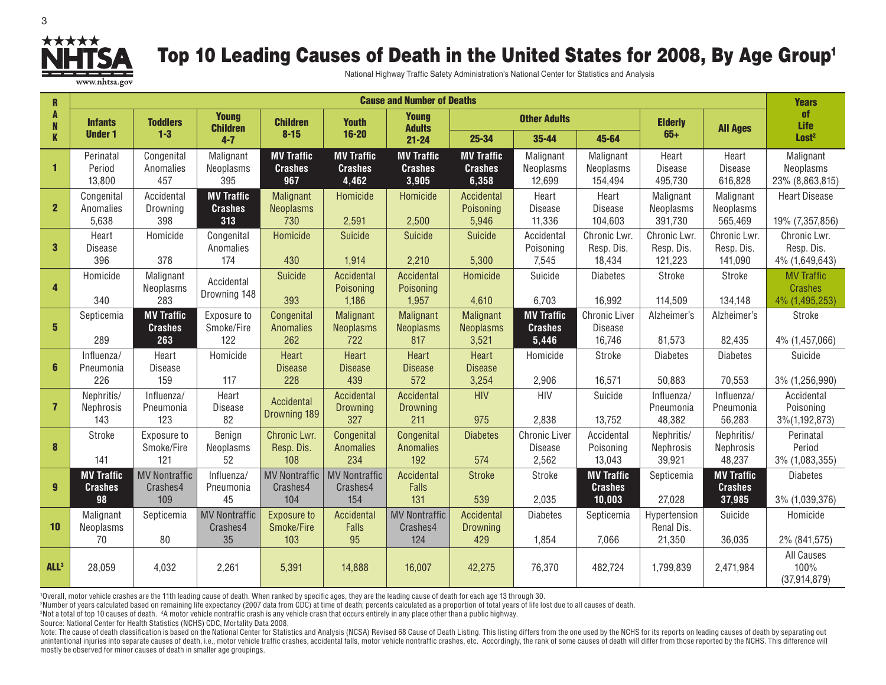# Top 10 Leading Causes of Death in the United States for 2008, By Age Group[1]

National Highway Traffic Safety Administration's National Center for Statistics and Analysis

| RANK | Cause and Number of Deaths | | | | | | | | | | | Years of Life Lost[2] |
|---|---|---|---|---|---|---|---|---|---|---|---|---|
| | Infants Under 1 | Toddlers 1-3 | Young Children 4-7 | Children 8-15 | Youth 16-20 | Young Adults 21-24 | Other Adults 25-34 | Other Adults 35-44 | Other Adults 45-64 | Elderly 65+ | All Ages | |
| **1** | Perinatal Period 13,800 | Congenital Anomalies 457 | Malignant Neoplasms 395 | **MV Traffic Crashes 967** | **MV Traffic Crashes 4,462** | **MV Traffic Crashes 3,905** | **MV Traffic Crashes 6,358** | Malignant Neoplasms 12,699 | Malignant Neoplasms 154,494 | Heart Disease 495,730 | Heart Disease 616,828 | Malignant Neoplasms 23% (8,863,815) |
| **2** | Congenital Anomalies 5,638 | Accidental Drowning 398 | **MV Traffic Crashes 313** | Malignant Neoplasms 730 | Homicide 2,591 | Homicide 2,500 | Accidental Poisoning 5,946 | Heart Disease 11,336 | Heart Disease 104,603 | Malignant Neoplasms 391,730 | Malignant Neoplasms 565,469 | Heart Disease 19% (7,357,856) |
| **3** | Heart Disease 396 | Homicide 378 | Congenital Anomalies 174 | Homicide 430 | Suicide 1,914 | Suicide 2,210 | Suicide 5,300 | Accidental Poisoning 7,545 | Chronic Lwr. Resp. Dis. 18,434 | Chronic Lwr. Resp. Dis. 121,223 | Chronic Lwr. Resp. Dis. 141,090 | Chronic Lwr. Resp. Dis. 4% (1,649,643) |
| **4** | Homicide 340 | Malignant Neoplasms 283 | Accidental Drowning 148 | Suicide 393 | Accidental Poisoning 1,186 | Accidental Poisoning 1,957 | Homicide 4,610 | Suicide 6,703 | Diabetes 16,992 | Stroke 114,509 | Stroke 134,148 | **MV Traffic Crashes 4% (1,495,253)** |
| **5** | Septicemia 289 | **MV Traffic Crashes 263** | Exposure to Smoke/Fire 122 | Congenital Anomalies 262 | Malignant Neoplasms 722 | Malignant Neoplasms 817 | Malignant Neoplasms 3,521 | **MV Traffic Crashes 5,446** | Chronic Liver Disease 16,746 | Alzheimer's 81,573 | Alzheimer's 82,435 | Stroke 4% (1,457,066) |
| **6** | Influenza/ Pneumonia 226 | Heart Disease 159 | Homicide 117 | Heart Disease 228 | Heart Disease 439 | Heart Disease 572 | Heart Disease 3,254 | Homicide 2,906 | Stroke 16,571 | Diabetes 50,883 | Diabetes 70,553 | Suicide 3% (1,256,990) |
| **7** | Nephritis/ Nephrosis 143 | Influenza/ Pneumonia 123 | Heart Disease 82 | Accidental Drowning 189 | Accidental Drowning 327 | Accidental Drowning 211 | HIV 975 | HIV 2,838 | Suicide 13,752 | Influenza/ Pneumonia 48,382 | Influenza/ Pneumonia 56,283 | Accidental Poisoning 3%(1,192,873) |
| **8** | Stroke 141 | Exposure to Smoke/Fire 121 | Benign Neoplasms 52 | Chronic Lwr. Resp. Dis. 108 | Congenital Anomalies 234 | Congenital Anomalies 192 | Diabetes 574 | Chronic Liver Disease 2,562 | Accidental Poisoning 13,043 | Nephritis/ Nephrosis 39,921 | Nephritis/ Nephrosis 48,237 | Perinatal Period 3% (1,083,355) |
| **9** | **MV Traffic Crashes 98** | MV Nontraffic Crashes4 109 | Influenza/ Pneumonia 45 | MV Nontraffic Crashes4 104 | MV Nontraffic Crashes4 154 | Accidental Falls 131 | Stroke 539 | Stroke 2,035 | **MV Traffic Crashes 10,003** | Septicemia 27,028 | **MV Traffic Crashes 37,985** | Diabetes 3% (1,039,376) |
| **10** | Malignant Neoplasms 70 | Septicemia 80 | MV Nontraffic Crashes4 35 | Exposure to Smoke/Fire 103 | Accidental Falls 95 | MV Nontraffic Crashes4 124 | Accidental Drowning 429 | Diabetes 1,854 | Septicemia 7,066 | Hypertension Renal Dis. 21,350 | Suicide 36,035 | Homicide 2% (841,575) |
| **ALL[3]** | 28,059 | 4,032 | 2,261 | 5,391 | 14,888 | 16,007 | 42,275 | 76,370 | 482,724 | 1,799,839 | 2,471,984 | All Causes 100% (37,914,879) |

[1]Overall, motor vehicle crashes are the 11th leading cause of death. When ranked by specific ages, they are the leading cause of death for each age 13 through 30.
[2]Number of years calculated based on remaining life expectancy (2007 data from CDC) at time of death; percents calculated as a proportion of total years of life lost due to all causes of death.
[3]Not a total of top 10 causes of death. [4]A motor vehicle nontraffic crash is any vehicle crash that occurs entirely in any place other than a public highway.
Source: National Center for Health Statistics (NCHS) CDC, Mortality Data 2008.
Note: The cause of death classification is based on the National Center for Statistics and Analysis (NCSA) Revised 68 Cause of Death Listing. This listing differs from the one used by the NCHS for its reports on leading causes of death by separating out unintentional injuries into separate causes of death, i.e., motor vehicle traffic crashes, accidental falls, motor vehicle nontraffic crashes, etc. Accordingly, the rank of some causes of death will differ from those reported by the NCHS. This difference will mostly be observed for minor causes of death in smaller age groupings.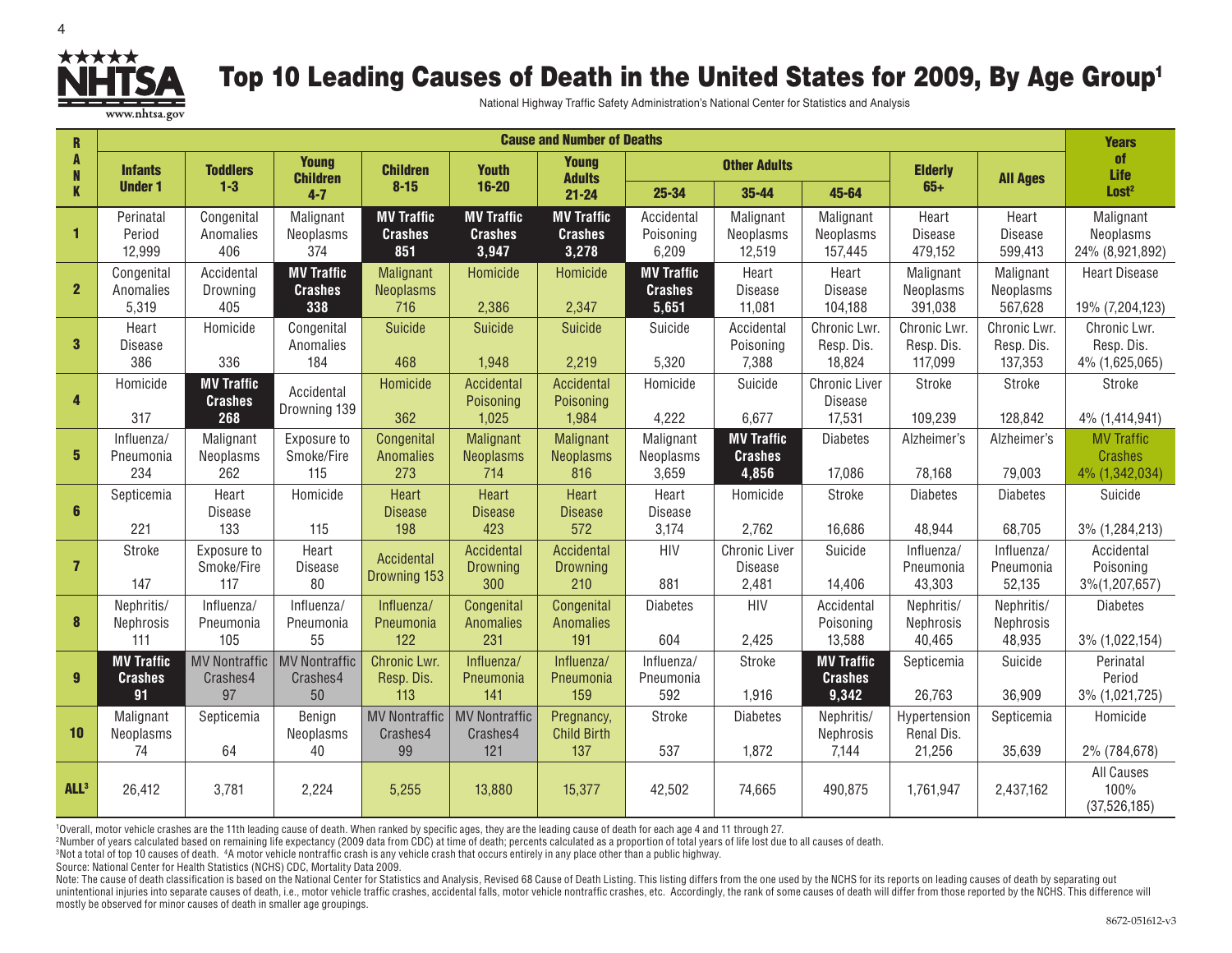# Top 10 Leading Causes of Death in the United States for 2009, By Age Group[1]

National Highway Traffic Safety Administration's National Center for Statistics and Analysis

| RANK | Cause and Number of Deaths | | | | | | | | | | | Years of Life Lost[2] |
|---|---|---|---|---|---|---|---|---|---|---|---|---|
| | Infants Under 1 | Toddlers 1-3 | Young Children 4-7 | Children 8-15 | Youth 16-20 | Young Adults 21-24 | Other Adults | | | Elderly 65+ | All Ages | |
| | | | | | | | 25-34 | 35-44 | 45-64 | | | |
| 1 | Perinatal Period 12,999 | Congenital Anomalies 406 | Malignant Neoplasms 374 | **MV Traffic Crashes 851** | **MV Traffic Crashes 3,947** | **MV Traffic Crashes 3,278** | Accidental Poisoning 6,209 | Malignant Neoplasms 12,519 | Malignant Neoplasms 157,445 | Heart Disease 479,152 | Heart Disease 599,413 | Malignant Neoplasms 24% (8,921,892) |
| 2 | Congenital Anomalies 5,319 | Accidental Drowning 405 | **MV Traffic Crashes 338** | Malignant Neoplasms 716 | Homicide 2,386 | Homicide 2,347 | **MV Traffic Crashes 5,651** | Heart Disease 11,081 | Heart Disease 104,188 | Malignant Neoplasms 391,038 | Malignant Neoplasms 567,628 | Heart Disease 19% (7,204,123) |
| 3 | Heart Disease 386 | Homicide 336 | Congenital Anomalies 184 | Suicide 468 | Suicide 1,948 | Suicide 2,219 | Suicide 5,320 | Accidental Poisoning 7,388 | Chronic Lwr. Resp. Dis. 18,824 | Chronic Lwr. Resp. Dis. 117,099 | Chronic Lwr. Resp. Dis. 137,353 | Chronic Lwr. Resp. Dis. 4% (1,625,065) |
| 4 | Homicide 317 | **MV Traffic Crashes 268** | Accidental Drowning 139 | Homicide 362 | Accidental Poisoning 1,025 | Accidental Poisoning 1,984 | Homicide 4,222 | Suicide 6,677 | Chronic Liver Disease 17,531 | Stroke 109,239 | Stroke 128,842 | Stroke 4% (1,414,941) |
| 5 | Influenza/ Pneumonia 234 | Malignant Neoplasms 262 | Exposure to Smoke/Fire 115 | Congenital Anomalies 273 | Malignant Neoplasms 714 | Malignant Neoplasms 816 | Malignant Neoplasms 3,659 | **MV Traffic Crashes 4,856** | Diabetes 17,086 | Alzheimer's 78,168 | Alzheimer's 79,003 | MV Traffic Crashes 4% (1,342,034) |
| 6 | Septicemia 221 | Heart Disease 133 | Homicide 115 | Heart Disease 198 | Heart Disease 423 | Heart Disease 572 | Heart Disease 3,174 | Homicide 2,762 | Stroke 16,686 | Diabetes 48,944 | Diabetes 68,705 | Suicide 3% (1,284,213) |
| 7 | Stroke 147 | Exposure to Smoke/Fire 117 | Heart Disease 80 | Accidental Drowning 153 | Accidental Drowning 300 | Accidental Drowning 210 | HIV 881 | Chronic Liver Disease 2,481 | Suicide 14,406 | Influenza/ Pneumonia 43,303 | Influenza/ Pneumonia 52,135 | Accidental Poisoning 3%(1,207,657) |
| 8 | Nephritis/ Nephrosis 111 | Influenza/ Pneumonia 105 | Influenza/ Pneumonia 55 | Influenza/ Pneumonia 122 | Congenital Anomalies 231 | Congenital Anomalies 191 | Diabetes 604 | HIV 2,425 | Accidental Poisoning 13,588 | Nephritis/ Nephrosis 40,465 | Nephritis/ Nephrosis 48,935 | Diabetes 3% (1,022,154) |
| 9 | **MV Traffic Crashes 91** | MV Nontraffic Crashes[4] 97 | MV Nontraffic Crashes[4] 50 | Chronic Lwr. Resp. Dis. 113 | Influenza/ Pneumonia 141 | Influenza/ Pneumonia 159 | Influenza/ Pneumonia 592 | Stroke 1,916 | **MV Traffic Crashes 9,342** | Septicemia 26,763 | Suicide 36,909 | Perinatal Period 3% (1,021,725) |
| 10 | Malignant Neoplasms 74 | Septicemia 64 | Benign Neoplasms 40 | MV Nontraffic Crashes[4] 99 | MV Nontraffic Crashes[4] 121 | Pregnancy, Child Birth 137 | Stroke 537 | Diabetes 1,872 | Nephritis/ Nephrosis 7,144 | Hypertension Renal Dis. 21,256 | Septicemia 35,639 | Homicide 2% (784,678) |
| ALL[3] | 26,412 | 3,781 | 2,224 | 5,255 | 13,880 | 15,377 | 42,502 | 74,665 | 490,875 | 1,761,947 | 2,437,162 | All Causes 100% (37,526,185) |

[1]Overall, motor vehicle crashes are the 11th leading cause of death. When ranked by specific ages, they are the leading cause of death for each age 4 and 11 through 27.
[2]Number of years calculated based on remaining life expectancy (2009 data from CDC) at time of death; percents calculated as a proportion of total years of life lost due to all causes of death.
[3]Not a total of top 10 causes of death. [4]A motor vehicle nontraffic crash is any vehicle crash that occurs entirely in any place other than a public highway.
Source: National Center for Health Statistics (NCHS) CDC, Mortality Data 2009.

Note: The cause of death classification is based on the National Center for Statistics and Analysis, Revised 68 Cause of Death Listing. This listing differs from the one used by the NCHS for its reports on leading causes of death by separating out unintentional injuries into separate causes of death, i.e., motor vehicle traffic crashes, accidental falls, motor vehicle nontraffic crashes, etc. Accordingly, the rank of some causes of death will differ from those reported by the NCHS. This difference will mostly be observed for minor causes of death in smaller age groupings.

8672-051612-v3